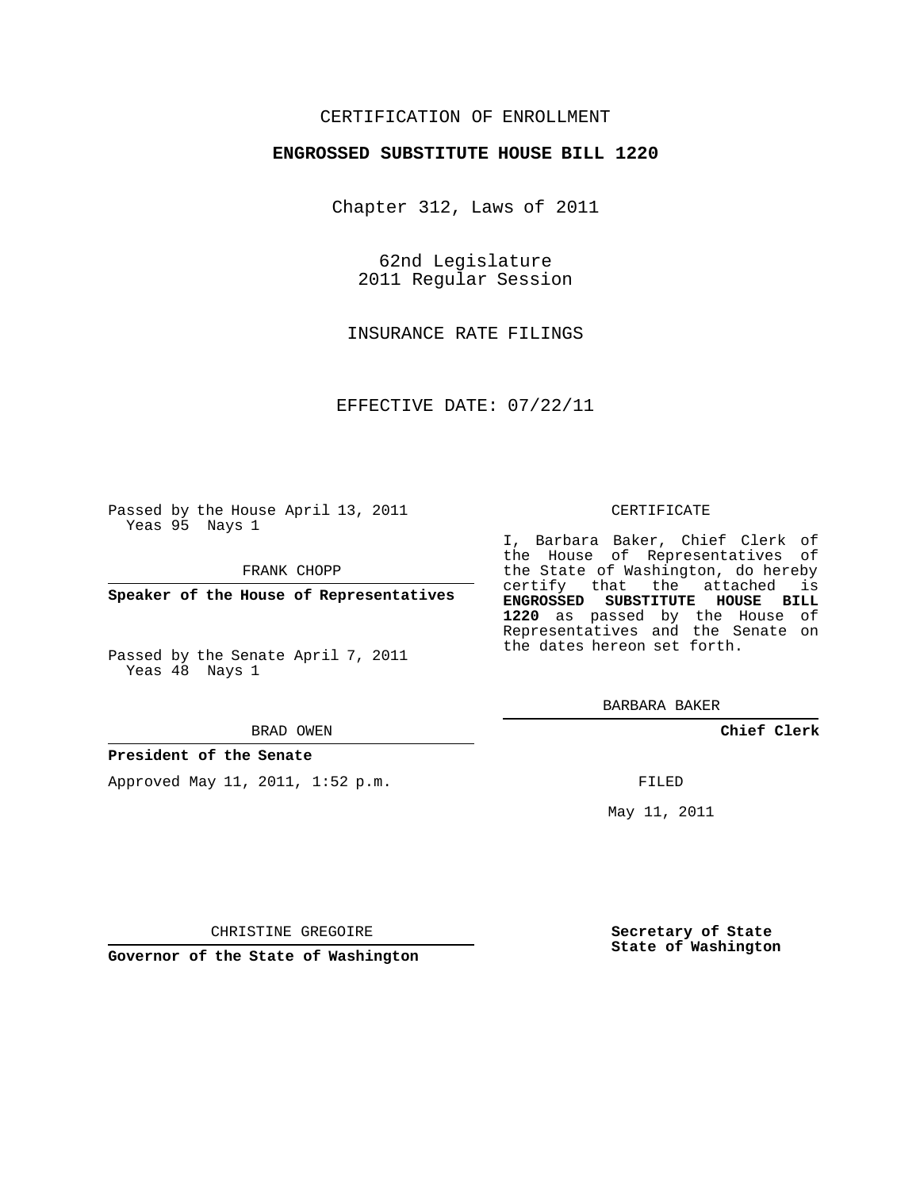CERTIFICATION OF ENROLLMENT

**ENGROSSED SUBSTITUTE HOUSE BILL 1220**

Chapter 312, Laws of 2011

62nd Legislature
2011 Regular Session

INSURANCE RATE FILINGS

EFFECTIVE DATE: 07/22/11

Passed by the House April 13, 2011
Yeas 95 Nays 1

FRANK CHOPP

**Speaker of the House of Representatives**

Passed by the Senate April 7, 2011
Yeas 48 Nays 1

BRAD OWEN

**President of the Senate**

Approved May 11, 2011, 1:52 p.m.

CHRISTINE GREGOIRE

**Governor of the State of Washington**

CERTIFICATE

I, Barbara Baker, Chief Clerk of the House of Representatives of the State of Washington, do hereby certify that the attached is **ENGROSSED SUBSTITUTE HOUSE BILL 1220** as passed by the House of Representatives and the Senate on the dates hereon set forth.

BARBARA BAKER

**Chief Clerk**

FILED

May 11, 2011

**Secretary of State**
**State of Washington**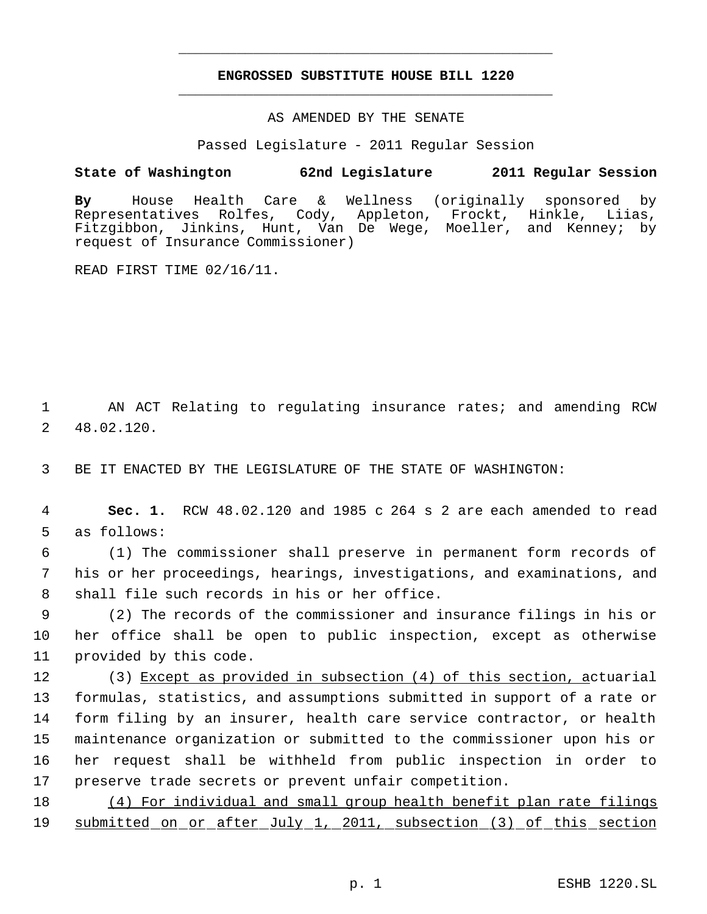# ENGROSSED SUBSTITUTE HOUSE BILL 1220

AS AMENDED BY THE SENATE

Passed Legislature - 2011 Regular Session

**State of Washington 62nd Legislature 2011 Regular Session**

**By** House Health Care & Wellness (originally sponsored by Representatives Rolfes, Cody, Appleton, Frockt, Hinkle, Liias, Fitzgibbon, Jinkins, Hunt, Van De Wege, Moeller, and Kenney; by request of Insurance Commissioner)

READ FIRST TIME 02/16/11.

AN ACT Relating to regulating insurance rates; and amending RCW 48.02.120.

BE IT ENACTED BY THE LEGISLATURE OF THE STATE OF WASHINGTON:

**Sec. 1.** RCW 48.02.120 and 1985 c 264 s 2 are each amended to read as follows:

(1) The commissioner shall preserve in permanent form records of his or her proceedings, hearings, investigations, and examinations, and shall file such records in his or her office.

(2) The records of the commissioner and insurance filings in his or her office shall be open to public inspection, except as otherwise provided by this code.

(3) Except as provided in subsection (4) of this section, actuarial formulas, statistics, and assumptions submitted in support of a rate or form filing by an insurer, health care service contractor, or health maintenance organization or submitted to the commissioner upon his or her request shall be withheld from public inspection in order to preserve trade secrets or prevent unfair competition.

(4) For individual and small group health benefit plan rate filings submitted on or after July 1, 2011, subsection (3) of this section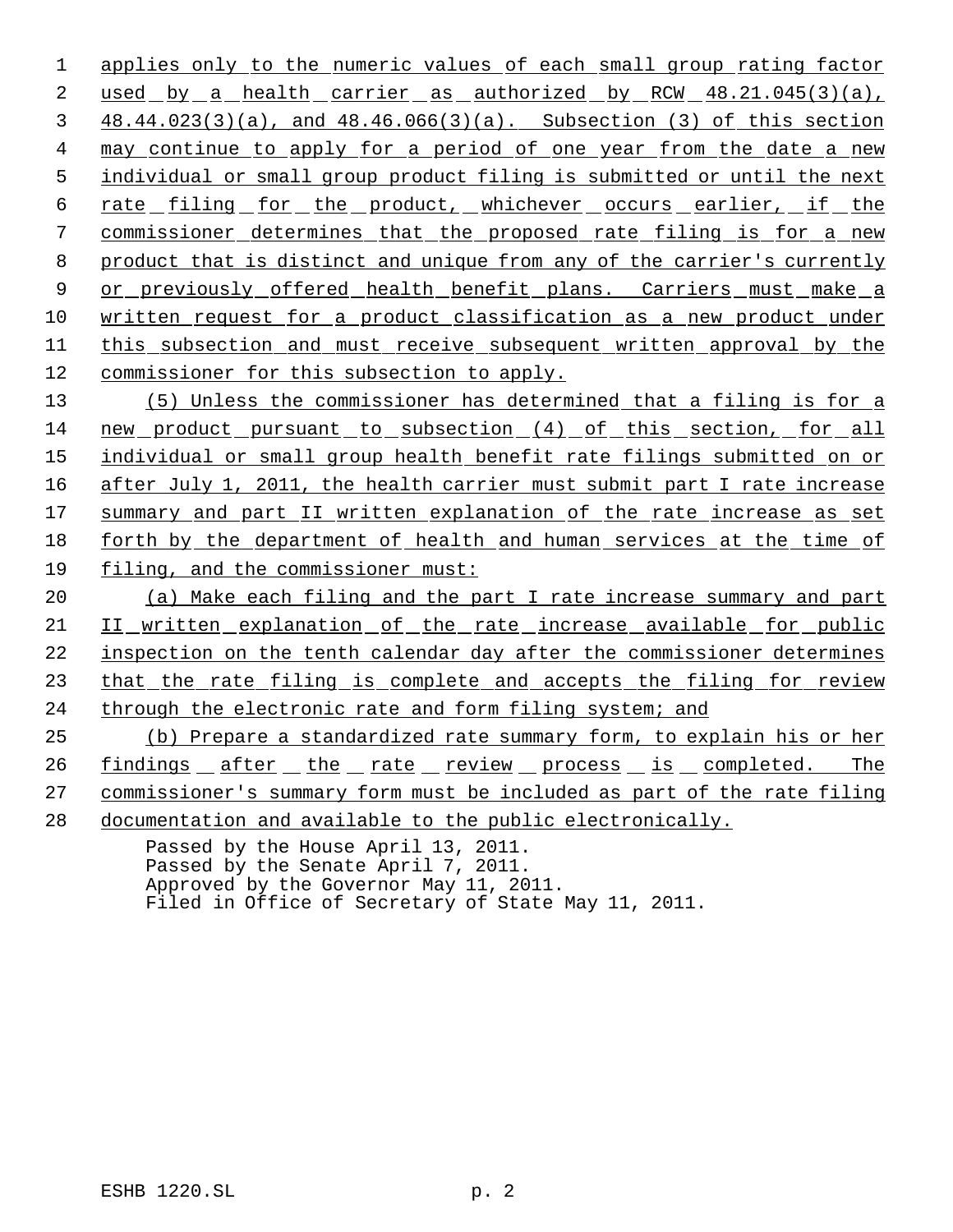applies only to the numeric values of each small group rating factor used by a health carrier as authorized by RCW 48.21.045(3)(a), 48.44.023(3)(a), and 48.46.066(3)(a). Subsection (3) of this section may continue to apply for a period of one year from the date a new individual or small group product filing is submitted or until the next rate filing for the product, whichever occurs earlier, if the commissioner determines that the proposed rate filing is for a new product that is distinct and unique from any of the carrier's currently or previously offered health benefit plans. Carriers must make a written request for a product classification as a new product under this subsection and must receive subsequent written approval by the commissioner for this subsection to apply.

(5) Unless the commissioner has determined that a filing is for a new product pursuant to subsection (4) of this section, for all individual or small group health benefit rate filings submitted on or after July 1, 2011, the health carrier must submit part I rate increase summary and part II written explanation of the rate increase as set forth by the department of health and human services at the time of filing, and the commissioner must:

(a) Make each filing and the part I rate increase summary and part II written explanation of the rate increase available for public inspection on the tenth calendar day after the commissioner determines that the rate filing is complete and accepts the filing for review through the electronic rate and form filing system; and

(b) Prepare a standardized rate summary form, to explain his or her findings after the rate review process is completed. The commissioner's summary form must be included as part of the rate filing documentation and available to the public electronically.

Passed by the House April 13, 2011.
Passed by the Senate April 7, 2011.
Approved by the Governor May 11, 2011.
Filed in Office of Secretary of State May 11, 2011.